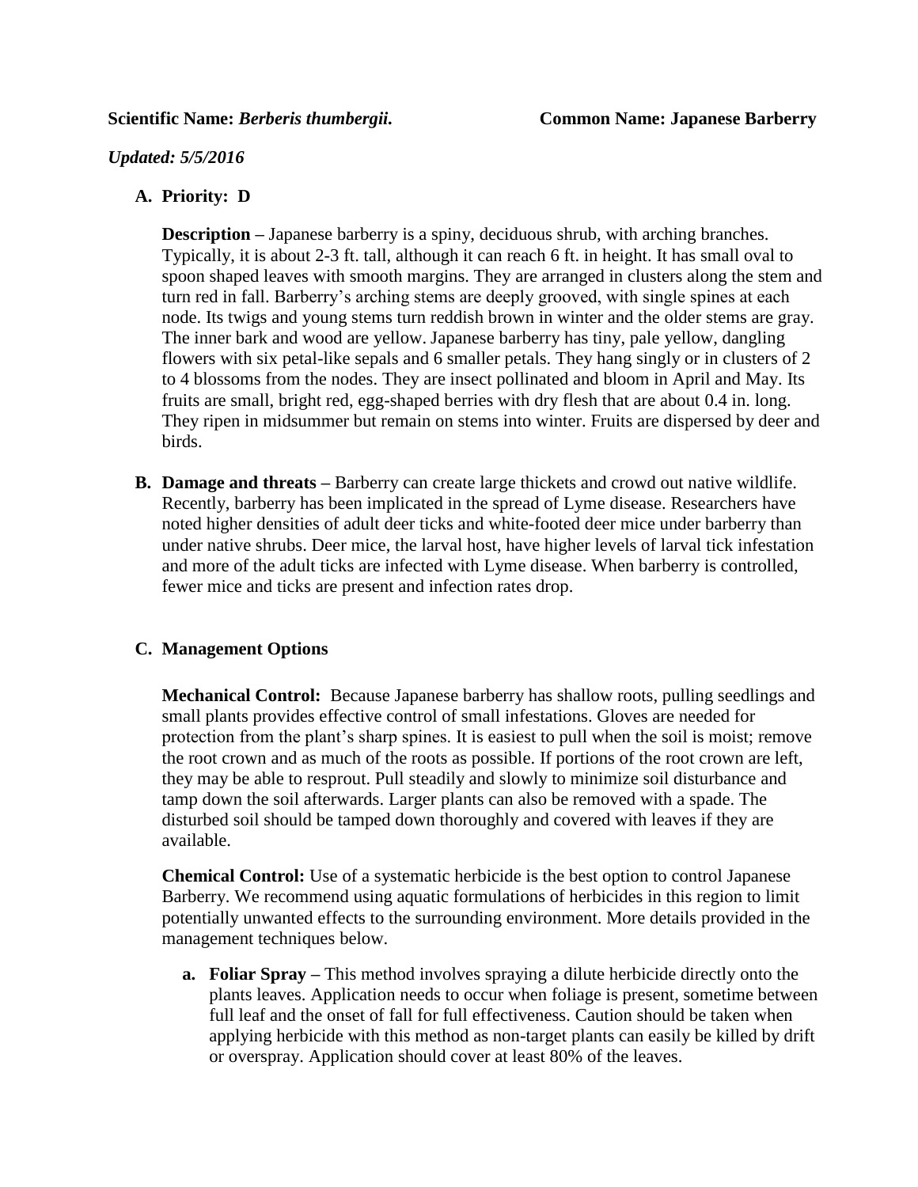**Scientific Name:** ***Berberis thumbergii.*** **Common Name: Japanese Barberry**

***Updated: 5/5/2016***

**A. Priority: D**

**Description –** Japanese barberry is a spiny, deciduous shrub, with arching branches. Typically, it is about 2-3 ft. tall, although it can reach 6 ft. in height. It has small oval to spoon shaped leaves with smooth margins. They are arranged in clusters along the stem and turn red in fall. Barberry's arching stems are deeply grooved, with single spines at each node. Its twigs and young stems turn reddish brown in winter and the older stems are gray. The inner bark and wood are yellow. Japanese barberry has tiny, pale yellow, dangling flowers with six petal-like sepals and 6 smaller petals. They hang singly or in clusters of 2 to 4 blossoms from the nodes. They are insect pollinated and bloom in April and May. Its fruits are small, bright red, egg-shaped berries with dry flesh that are about 0.4 in. long. They ripen in midsummer but remain on stems into winter. Fruits are dispersed by deer and birds.

**B. Damage and threats –** Barberry can create large thickets and crowd out native wildlife. Recently, barberry has been implicated in the spread of Lyme disease. Researchers have noted higher densities of adult deer ticks and white-footed deer mice under barberry than under native shrubs. Deer mice, the larval host, have higher levels of larval tick infestation and more of the adult ticks are infected with Lyme disease. When barberry is controlled, fewer mice and ticks are present and infection rates drop.

**C. Management Options**

**Mechanical Control:** Because Japanese barberry has shallow roots, pulling seedlings and small plants provides effective control of small infestations. Gloves are needed for protection from the plant's sharp spines. It is easiest to pull when the soil is moist; remove the root crown and as much of the roots as possible. If portions of the root crown are left, they may be able to resprout. Pull steadily and slowly to minimize soil disturbance and tamp down the soil afterwards. Larger plants can also be removed with a spade. The disturbed soil should be tamped down thoroughly and covered with leaves if they are available.

**Chemical Control:** Use of a systematic herbicide is the best option to control Japanese Barberry. We recommend using aquatic formulations of herbicides in this region to limit potentially unwanted effects to the surrounding environment. More details provided in the management techniques below.

**a. Foliar Spray –** This method involves spraying a dilute herbicide directly onto the plants leaves. Application needs to occur when foliage is present, sometime between full leaf and the onset of fall for full effectiveness. Caution should be taken when applying herbicide with this method as non-target plants can easily be killed by drift or overspray. Application should cover at least 80% of the leaves.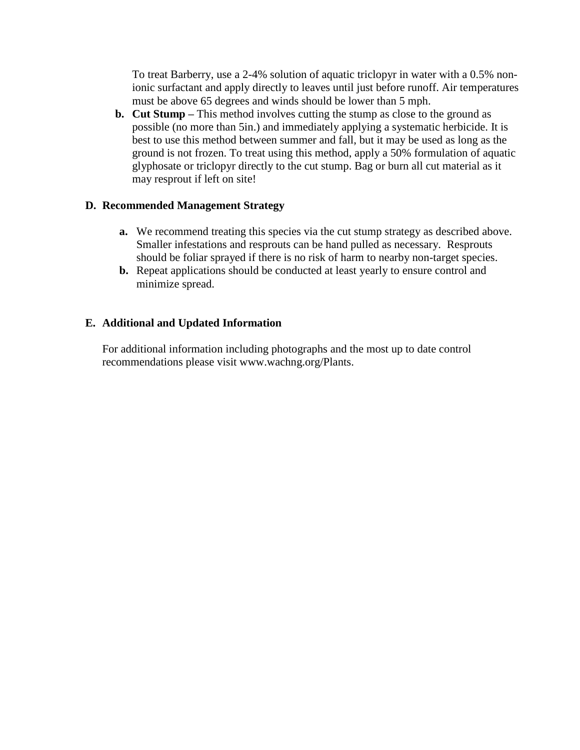To treat Barberry, use a 2-4% solution of aquatic triclopyr in water with a 0.5% non-ionic surfactant and apply directly to leaves until just before runoff. Air temperatures must be above 65 degrees and winds should be lower than 5 mph.

b. **Cut Stump –** This method involves cutting the stump as close to the ground as possible (no more than 5in.) and immediately applying a systematic herbicide. It is best to use this method between summer and fall, but it may be used as long as the ground is not frozen. To treat using this method, apply a 50% formulation of aquatic glyphosate or triclopyr directly to the cut stump. Bag or burn all cut material as it may resprout if left on site!

### D. Recommended Management Strategy

a. We recommend treating this species via the cut stump strategy as described above. Smaller infestations and resprouts can be hand pulled as necessary. Resprouts should be foliar sprayed if there is no risk of harm to nearby non-target species.

b. Repeat applications should be conducted at least yearly to ensure control and minimize spread.

### E. Additional and Updated Information

For additional information including photographs and the most up to date control recommendations please visit www.wachng.org/Plants.